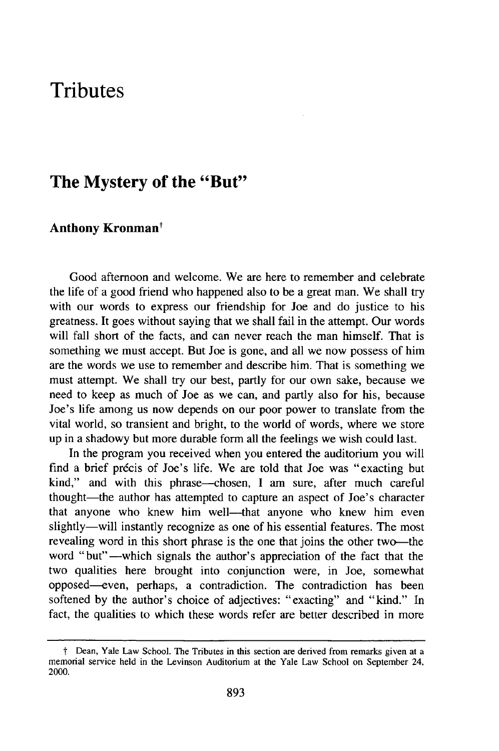# Tributes

## The Mystery of the "But"

**Anthony Kronman**[†]

Good afternoon and welcome. We are here to remember and celebrate the life of a good friend who happened also to be a great man. We shall try with our words to express our friendship for Joe and do justice to his greatness. It goes without saying that we shall fail in the attempt. Our words will fall short of the facts, and can never reach the man himself. That is something we must accept. But Joe is gone, and all we now possess of him are the words we use to remember and describe him. That is something we must attempt. We shall try our best, partly for our own sake, because we need to keep as much of Joe as we can, and partly also for his, because Joe's life among us now depends on our poor power to translate from the vital world, so transient and bright, to the world of words, where we store up in a shadowy but more durable form all the feelings we wish could last.

In the program you received when you entered the auditorium you will find a brief précis of Joe's life. We are told that Joe was "exacting but kind," and with this phrase—chosen, I am sure, after much careful thought—the author has attempted to capture an aspect of Joe's character that anyone who knew him well—that anyone who knew him even slightly—will instantly recognize as one of his essential features. The most revealing word in this short phrase is the one that joins the other two—the word "but"—which signals the author's appreciation of the fact that the two qualities here brought into conjunction were, in Joe, somewhat opposed—even, perhaps, a contradiction. The contradiction has been softened by the author's choice of adjectives: "exacting" and "kind." In fact, the qualities to which these words refer are better described in more

---

[†] Dean, Yale Law School. The Tributes in this section are derived from remarks given at a memorial service held in the Levinson Auditorium at the Yale Law School on September 24, 2000.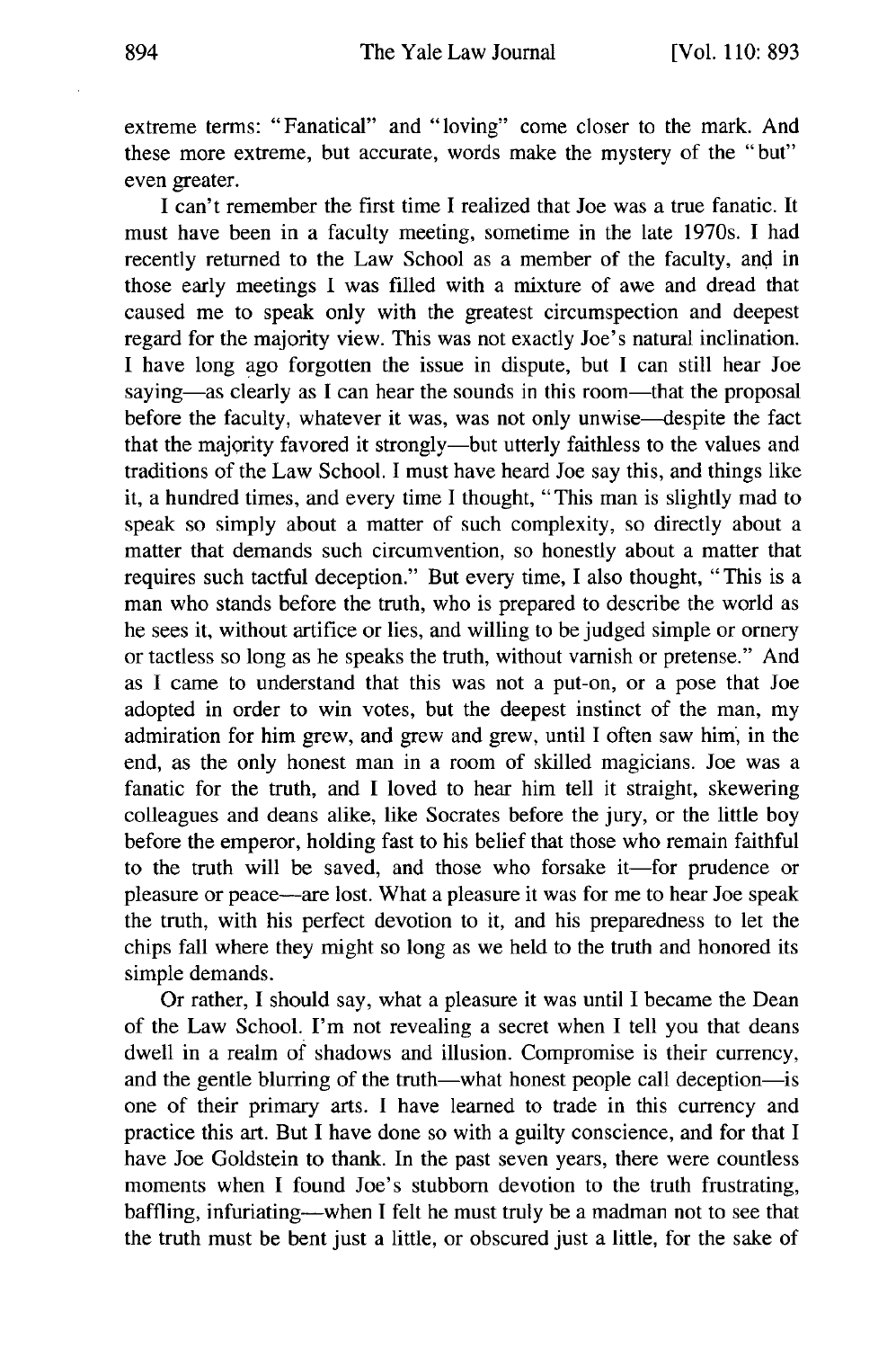extreme terms: "Fanatical" and "loving" come closer to the mark. And these more extreme, but accurate, words make the mystery of the "but" even greater.

I can't remember the first time I realized that Joe was a true fanatic. It must have been in a faculty meeting, sometime in the late 1970s. I had recently returned to the Law School as a member of the faculty, and in those early meetings I was filled with a mixture of awe and dread that caused me to speak only with the greatest circumspection and deepest regard for the majority view. This was not exactly Joe's natural inclination. I have long ago forgotten the issue in dispute, but I can still hear Joe saying—as clearly as I can hear the sounds in this room—that the proposal before the faculty, whatever it was, was not only unwise—despite the fact that the majority favored it strongly—but utterly faithless to the values and traditions of the Law School. I must have heard Joe say this, and things like it, a hundred times, and every time I thought, "This man is slightly mad to speak so simply about a matter of such complexity, so directly about a matter that demands such circumvention, so honestly about a matter that requires such tactful deception." But every time, I also thought, "This is a man who stands before the truth, who is prepared to describe the world as he sees it, without artifice or lies, and willing to be judged simple or ornery or tactless so long as he speaks the truth, without varnish or pretense." And as I came to understand that this was not a put-on, or a pose that Joe adopted in order to win votes, but the deepest instinct of the man, my admiration for him grew, and grew and grew, until I often saw him, in the end, as the only honest man in a room of skilled magicians. Joe was a fanatic for the truth, and I loved to hear him tell it straight, skewering colleagues and deans alike, like Socrates before the jury, or the little boy before the emperor, holding fast to his belief that those who remain faithful to the truth will be saved, and those who forsake it—for prudence or pleasure or peace—are lost. What a pleasure it was for me to hear Joe speak the truth, with his perfect devotion to it, and his preparedness to let the chips fall where they might so long as we held to the truth and honored its simple demands.

Or rather, I should say, what a pleasure it was until I became the Dean of the Law School. I'm not revealing a secret when I tell you that deans dwell in a realm of shadows and illusion. Compromise is their currency, and the gentle blurring of the truth—what honest people call deception—is one of their primary arts. I have learned to trade in this currency and practice this art. But I have done so with a guilty conscience, and for that I have Joe Goldstein to thank. In the past seven years, there were countless moments when I found Joe's stubborn devotion to the truth frustrating, baffling, infuriating—when I felt he must truly be a madman not to see that the truth must be bent just a little, or obscured just a little, for the sake of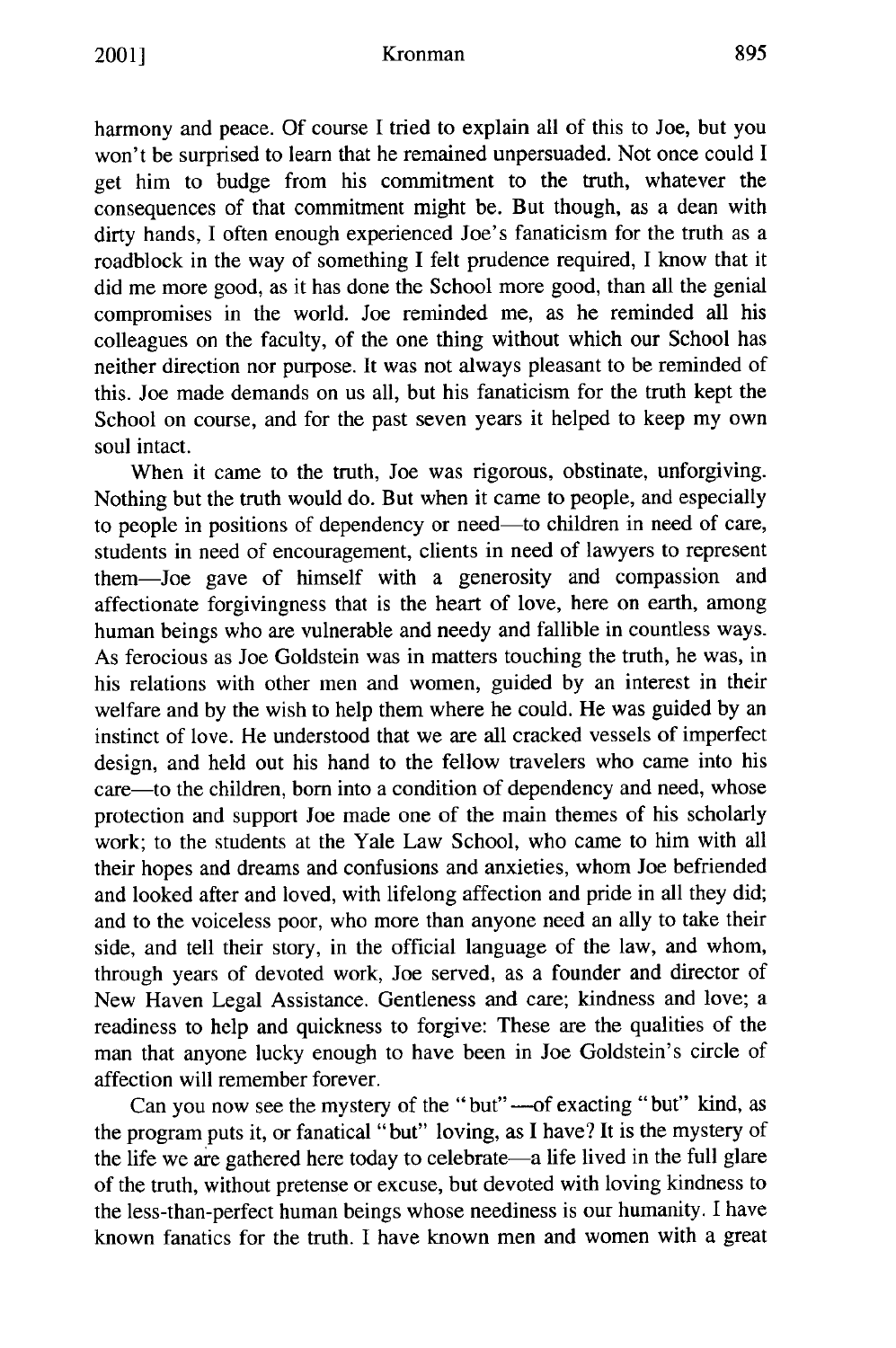harmony and peace. Of course I tried to explain all of this to Joe, but you won't be surprised to learn that he remained unpersuaded. Not once could I get him to budge from his commitment to the truth, whatever the consequences of that commitment might be. But though, as a dean with dirty hands, I often enough experienced Joe's fanaticism for the truth as a roadblock in the way of something I felt prudence required, I know that it did me more good, as it has done the School more good, than all the genial compromises in the world. Joe reminded me, as he reminded all his colleagues on the faculty, of the one thing without which our School has neither direction nor purpose. It was not always pleasant to be reminded of this. Joe made demands on us all, but his fanaticism for the truth kept the School on course, and for the past seven years it helped to keep my own soul intact.

When it came to the truth, Joe was rigorous, obstinate, unforgiving. Nothing but the truth would do. But when it came to people, and especially to people in positions of dependency or need—to children in need of care, students in need of encouragement, clients in need of lawyers to represent them—Joe gave of himself with a generosity and compassion and affectionate forgivingness that is the heart of love, here on earth, among human beings who are vulnerable and needy and fallible in countless ways. As ferocious as Joe Goldstein was in matters touching the truth, he was, in his relations with other men and women, guided by an interest in their welfare and by the wish to help them where he could. He was guided by an instinct of love. He understood that we are all cracked vessels of imperfect design, and held out his hand to the fellow travelers who came into his care—to the children, born into a condition of dependency and need, whose protection and support Joe made one of the main themes of his scholarly work; to the students at the Yale Law School, who came to him with all their hopes and dreams and confusions and anxieties, whom Joe befriended and looked after and loved, with lifelong affection and pride in all they did; and to the voiceless poor, who more than anyone need an ally to take their side, and tell their story, in the official language of the law, and whom, through years of devoted work, Joe served, as a founder and director of New Haven Legal Assistance. Gentleness and care; kindness and love; a readiness to help and quickness to forgive: These are the qualities of the man that anyone lucky enough to have been in Joe Goldstein's circle of affection will remember forever.

Can you now see the mystery of the "but"—of exacting "but" kind, as the program puts it, or fanatical "but" loving, as I have? It is the mystery of the life we are gathered here today to celebrate—a life lived in the full glare of the truth, without pretense or excuse, but devoted with loving kindness to the less-than-perfect human beings whose neediness is our humanity. I have known fanatics for the truth. I have known men and women with a great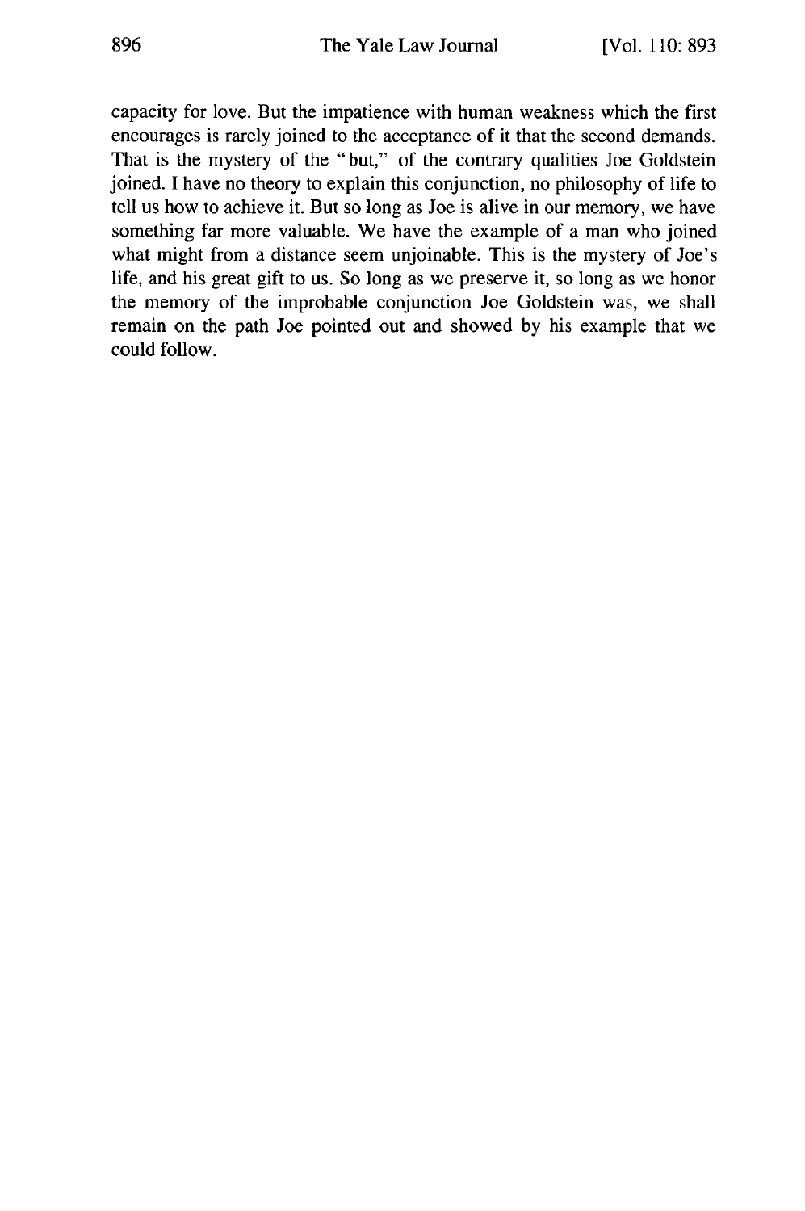capacity for love. But the impatience with human weakness which the first encourages is rarely joined to the acceptance of it that the second demands. That is the mystery of the "but," of the contrary qualities Joe Goldstein joined. I have no theory to explain this conjunction, no philosophy of life to tell us how to achieve it. But so long as Joe is alive in our memory, we have something far more valuable. We have the example of a man who joined what might from a distance seem unjoinable. This is the mystery of Joe's life, and his great gift to us. So long as we preserve it, so long as we honor the memory of the improbable conjunction Joe Goldstein was, we shall remain on the path Joe pointed out and showed by his example that we could follow.